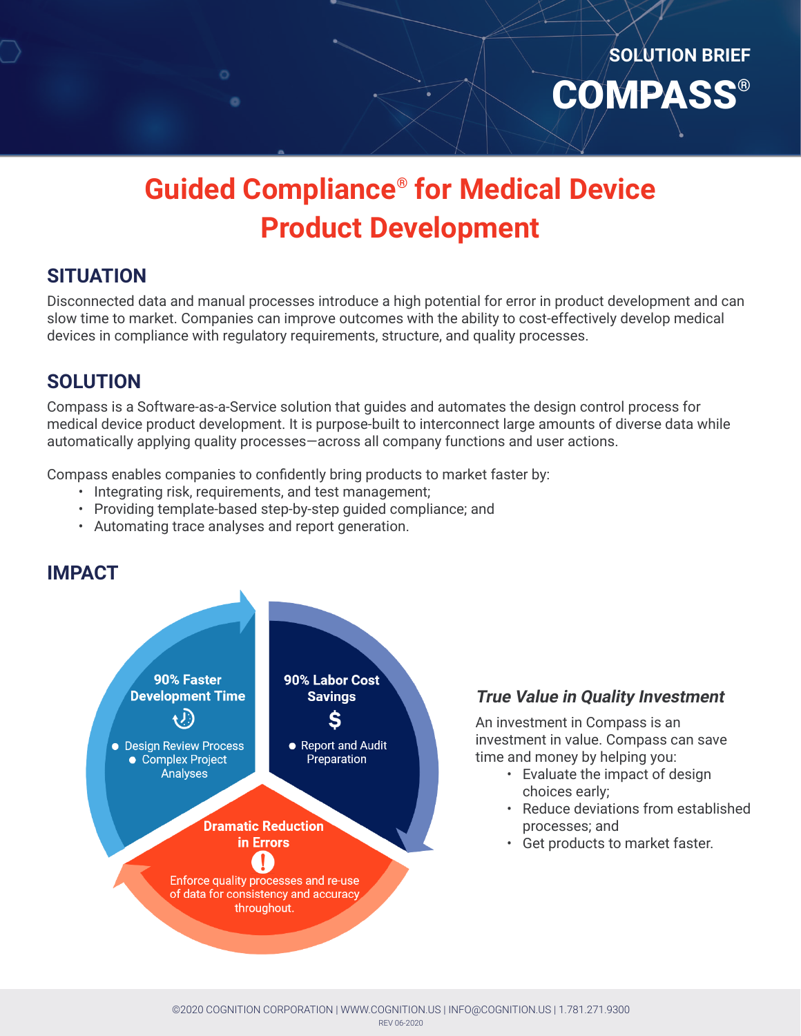SOLUTION BRIEF

# COMPASS®

## Guided Compliance® for Medical Device Product Development

## SITUATION

Disconnected data and manual processes introduce a high potential for error in product development and can slow time to market. Companies can improve outcomes with the ability to cost-effectively develop medical devices in compliance with regulatory requirements, structure, and quality processes.

## SOLUTION

Compass is a Software-as-a-Service solution that guides and automates the design control process for medical device product development. It is purpose-built to interconnect large amounts of diverse data while automatically applying quality processes—across all company functions and user actions.

Compass enables companies to confidently bring products to market faster by:

- Integrating risk, requirements, and test management;
- Providing template-based step-by-step guided compliance; and
- Automating trace analyses and report generation.

## IMPACT

**90% Faster Development Time**

- Design Review Process
- Complex Project Analyses

**90% Labor Cost Savings**

- Report and Audit Preparation

**Dramatic Reduction in Errors**

Enforce quality processes and re-use of data for consistency and accuracy throughout.

### *True Value in Quality Investment*

An investment in Compass is an investment in value. Compass can save time and money by helping you:

- Evaluate the impact of design choices early;
- Reduce deviations from established processes; and
- Get products to market faster.

©2020 COGNITION CORPORATION | WWW.COGNITION.US | INFO@COGNITION.US | 1.781.271.9300

REV 06-2020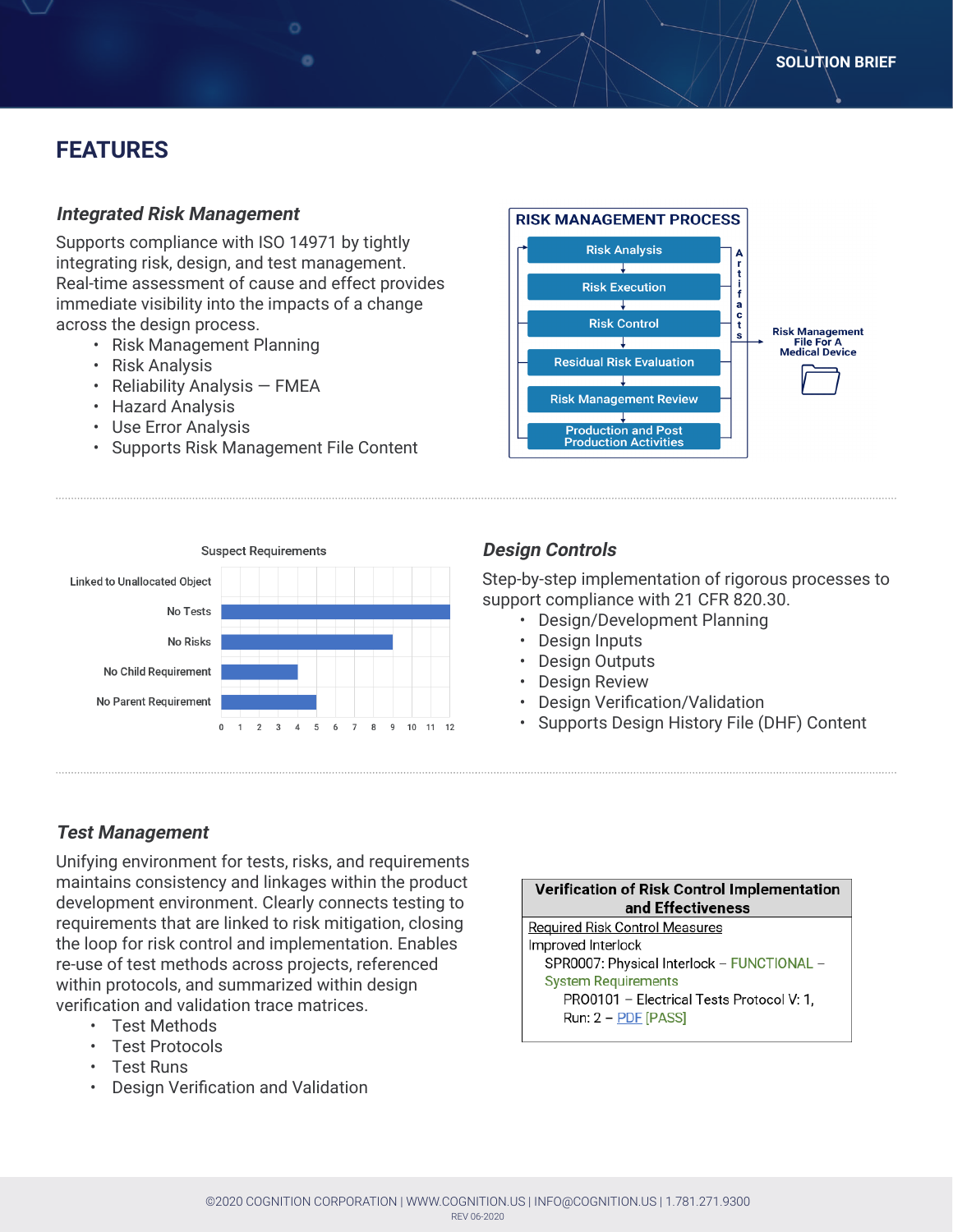# FEATURES

### *Integrated Risk Management*

Supports compliance with ISO 14971 by tightly integrating risk, design, and test management. Real-time assessment of cause and effect provides immediate visibility into the impacts of a change across the design process.

- Risk Management Planning
- Risk Analysis
- Reliability Analysis — FMEA
- Hazard Analysis
- Use Error Analysis
- Supports Risk Management File Content

**RISK MANAGEMENT PROCESS**

- Risk Analysis
- Risk Execution
- Risk Control
- Residual Risk Evaluation
- Risk Management Review
- Production and Post Production Activities

Artifacts → Risk Management File For A Medical Device

Suspect Requirements

| Category | Count |
|---|---|
| Linked to Unallocated Object | 0 |
| No Tests | 12 |
| No Risks | 9 |
| No Child Requirement | 4 |
| No Parent Requirement | 5 |

### *Design Controls*

Step-by-step implementation of rigorous processes to support compliance with 21 CFR 820.30.

- Design/Development Planning
- Design Inputs
- Design Outputs
- Design Review
- Design Verification/Validation
- Supports Design History File (DHF) Content

### *Test Management*

Unifying environment for tests, risks, and requirements maintains consistency and linkages within the product development environment. Clearly connects testing to requirements that are linked to risk mitigation, closing the loop for risk control and implementation. Enables re-use of test methods across projects, referenced within protocols, and summarized within design verification and validation trace matrices.

- Test Methods
- Test Protocols
- Test Runs
- Design Verification and Validation

| Verification of Risk Control Implementation and Effectiveness |
|---|
| Required Risk Control Measures<br>Improved Interlock<br>SPR0007: Physical Interlock – FUNCTIONAL – System Requirements<br>PRO0101 – Electrical Tests Protocol V: 1, Run: 2 – PDF [PASS] |

©2020 COGNITION CORPORATION | WWW.COGNITION.US | INFO@COGNITION.US | 1.781.271.9300
REV 06-2020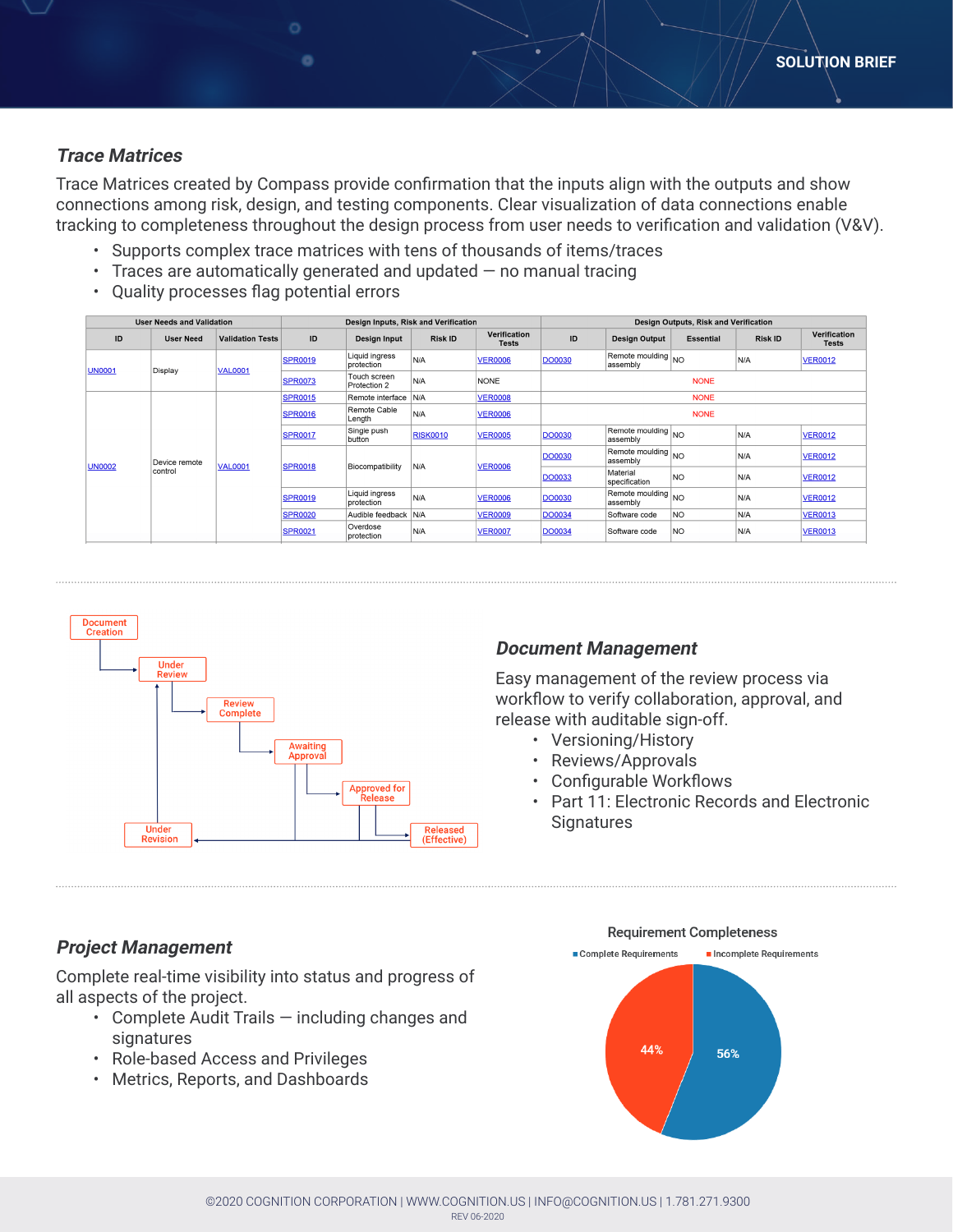## Trace Matrices

Trace Matrices created by Compass provide confirmation that the inputs align with the outputs and show connections among risk, design, and testing components. Clear visualization of data connections enable tracking to completeness throughout the design process from user needs to verification and validation (V&V).

- Supports complex trace matrices with tens of thousands of items/traces
- Traces are automatically generated and updated — no manual tracing
- Quality processes flag potential errors

| User Needs and Validation | | | Design Inputs, Risk and Verification | | | | Design Outputs, Risk and Verification | | | | |
|---|---|---|---|---|---|---|---|---|---|---|---|
| ID | User Need | Validation Tests | ID | Design Input | Risk ID | Verification Tests | ID | Design Output | Essential | Risk ID | Verification Tests |
| UN0001 | Display | VAL0001 | SPR0019 | Liquid ingress protection | N/A | VER0006 | DO0030 | Remote moulding assembly | NO | N/A | VER0012 |
| | | | SPR0073 | Touch screen Protection 2 | N/A | NONE | NONE | | | | |
| UN0002 | Device remote control | VAL0001 | SPR0015 | Remote interface | N/A | VER0008 | NONE | | | | |
| | | | SPR0016 | Remote Cable Length | N/A | VER0006 | NONE | | | | |
| | | | SPR0017 | Single push button | RISK0010 | VER0005 | DO0030 | Remote moulding assembly | NO | N/A | VER0012 |
| | | | SPR0018 | Biocompatibility | N/A | VER0006 | DO0030 | Remote moulding assembly | NO | N/A | VER0012 |
| | | | | | | | DO0033 | Material specification | NO | N/A | VER0012 |
| | | | SPR0019 | Liquid ingress protection | N/A | VER0006 | DO0030 | Remote moulding assembly | NO | N/A | VER0012 |
| | | | SPR0020 | Audible feedback | N/A | VER0009 | DO0034 | Software code | NO | N/A | VER0013 |
| | | | SPR0021 | Overdose protection | N/A | VER0007 | DO0034 | Software code | NO | N/A | VER0013 |

Document Creation → Under Review → Review Complete → Awaiting Approval → Approved for Release → Released (Effective) → Under Revision

## Document Management

Easy management of the review process via workflow to verify collaboration, approval, and release with auditable sign-off.

- Versioning/History
- Reviews/Approvals
- Configurable Workflows
- Part 11: Electronic Records and Electronic Signatures

## Project Management

Complete real-time visibility into status and progress of all aspects of the project.

- Complete Audit Trails — including changes and signatures
- Role-based Access and Privileges
- Metrics, Reports, and Dashboards

**Requirement Completeness**

- Complete Requirements: 56%
- Incomplete Requirements: 44%

©2020 COGNITION CORPORATION | WWW.COGNITION.US | INFO@COGNITION.US | 1.781.271.9300
REV 06-2020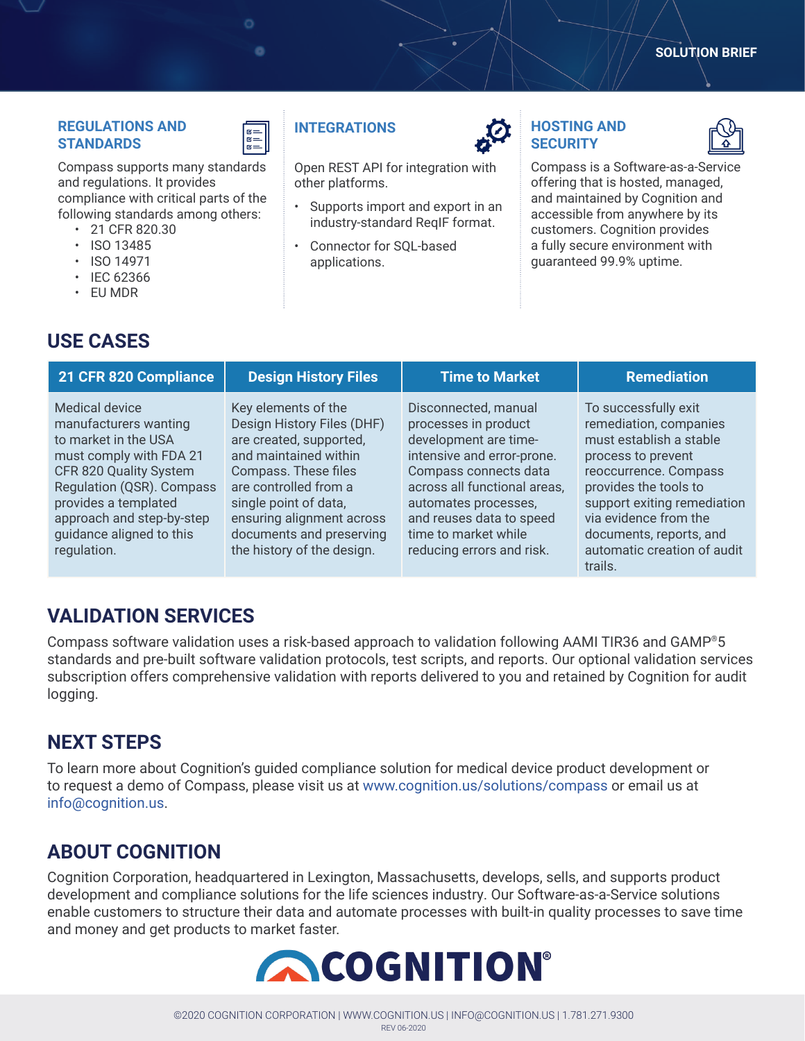SOLUTION BRIEF

### REGULATIONS AND STANDARDS

Compass supports many standards and regulations. It provides compliance with critical parts of the following standards among others:

- 21 CFR 820.30
- ISO 13485
- ISO 14971
- IEC 62366
- EU MDR

### INTEGRATIONS

Open REST API for integration with other platforms.

- Supports import and export in an industry-standard ReqIF format.
- Connector for SQL-based applications.

### HOSTING AND SECURITY

Compass is a Software-as-a-Service offering that is hosted, managed, and maintained by Cognition and accessible from anywhere by its customers. Cognition provides a fully secure environment with guaranteed 99.9% uptime.

## USE CASES

| 21 CFR 820 Compliance | Design History Files | Time to Market | Remediation |
|---|---|---|---|
| Medical device manufacturers wanting to market in the USA must comply with FDA 21 CFR 820 Quality System Regulation (QSR). Compass provides a templated approach and step-by-step guidance aligned to this regulation. | Key elements of the Design History Files (DHF) are created, supported, and maintained within Compass. These files are controlled from a single point of data, ensuring alignment across documents and preserving the history of the design. | Disconnected, manual processes in product development are time-intensive and error-prone. Compass connects data across all functional areas, automates processes, and reuses data to speed time to market while reducing errors and risk. | To successfully exit remediation, companies must establish a stable process to prevent reoccurrence. Compass provides the tools to support exiting remediation via evidence from the documents, reports, and automatic creation of audit trails. |

## VALIDATION SERVICES

Compass software validation uses a risk-based approach to validation following AAMI TIR36 and GAMP®5 standards and pre-built software validation protocols, test scripts, and reports. Our optional validation services subscription offers comprehensive validation with reports delivered to you and retained by Cognition for audit logging.

## NEXT STEPS

To learn more about Cognition's guided compliance solution for medical device product development or to request a demo of Compass, please visit us at www.cognition.us/solutions/compass or email us at info@cognition.us.

## ABOUT COGNITION

Cognition Corporation, headquartered in Lexington, Massachusetts, develops, sells, and supports product development and compliance solutions for the life sciences industry. Our Software-as-a-Service solutions enable customers to structure their data and automate processes with built-in quality processes to save time and money and get products to market faster.

COGNITION®

©2020 COGNITION CORPORATION | WWW.COGNITION.US | INFO@COGNITION.US | 1.781.271.9300
REV 06-2020